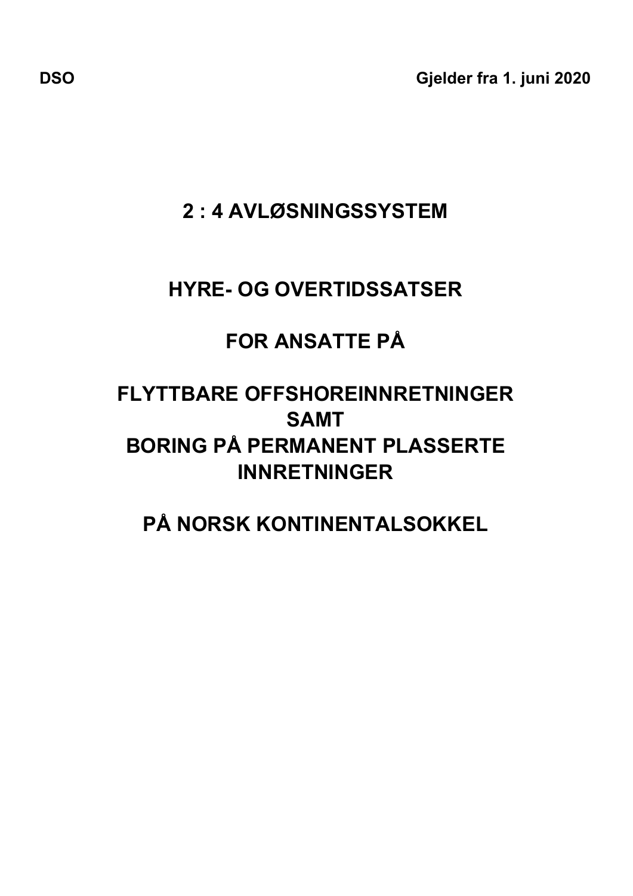DSO Gjelder fra 1. juni 2020

# 2 : 4 AVLØSNINGSSYSTEM

# HYRE- OG OVERTIDSSATSER

# FOR ANSATTE PÅ

# FLYTTBARE OFFSHOREINNRETNINGER SAMT BORING PÅ PERMANENT PLASSERTE INNRETNINGER

# PÅ NORSK KONTINENTALSOKKEL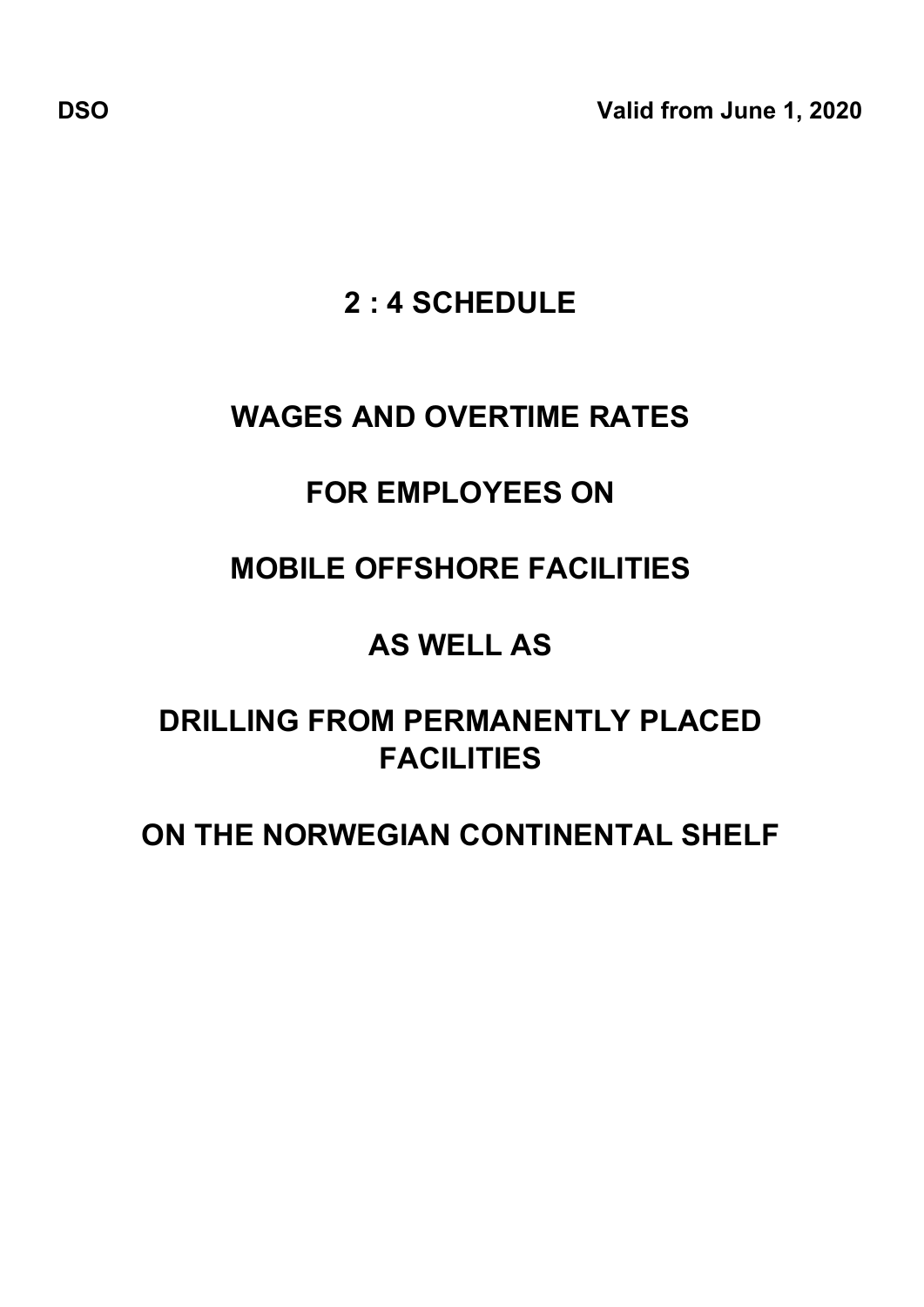DSO Valid from June 1, 2020

# 2 : 4 SCHEDULE

# WAGES AND OVERTIME RATES

# FOR EMPLOYEES ON

# MOBILE OFFSHORE FACILITIES

# AS WELL AS

# DRILLING FROM PERMANENTLY PLACED FACILITIES

# ON THE NORWEGIAN CONTINENTAL SHELF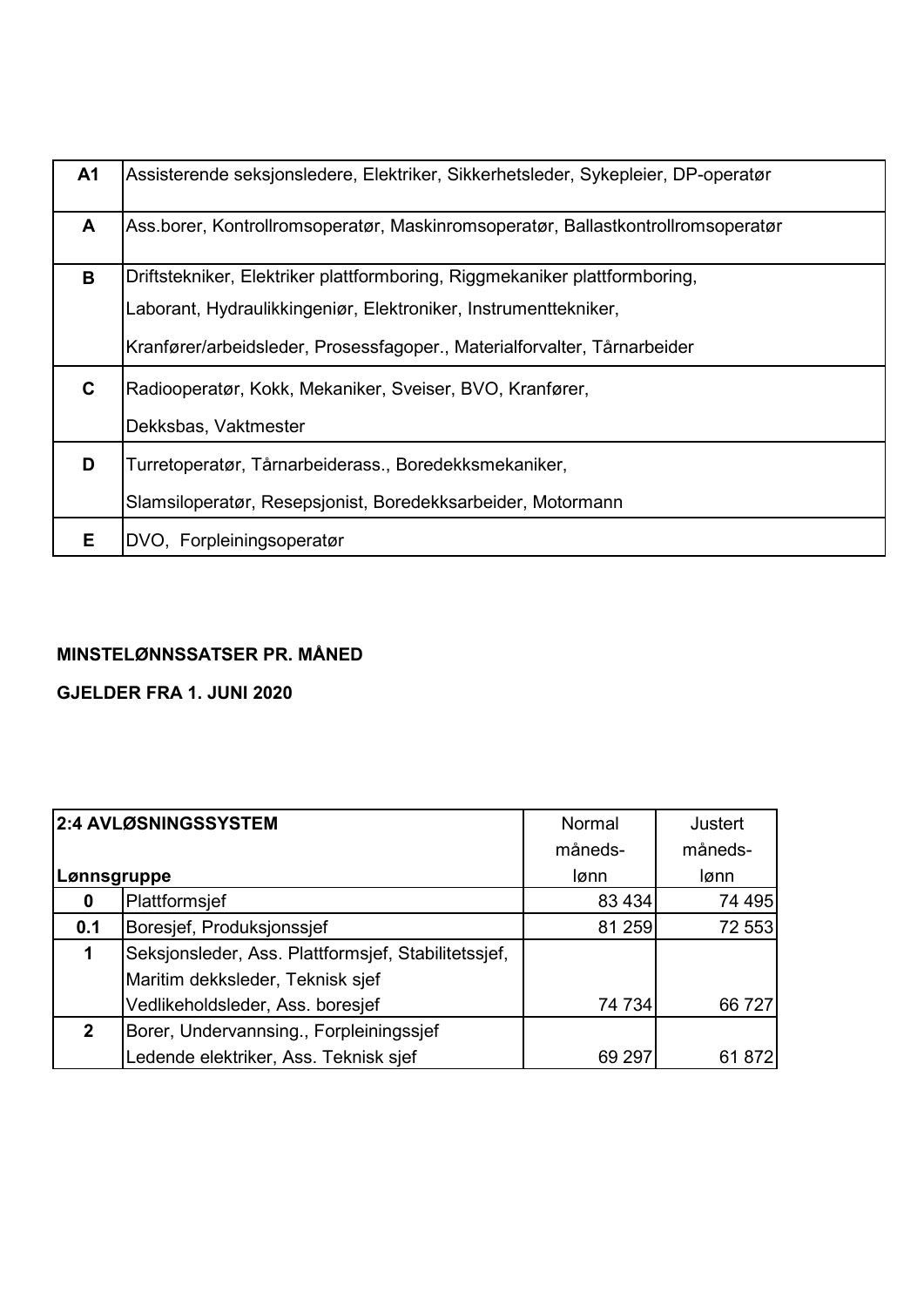| | |
|---|---|
| **A1** | Assisterende seksjonsledere, Elektriker, Sikkerhetsleder, Sykepleier, DP-operatør |
| **A** | Ass.borer, Kontrollromsoperatør, Maskinromsoperatør, Ballastkontrollromsoperatør |
| **B** | Driftstekniker, Elektriker plattformboring, Riggmekaniker plattformboring, Laborant, Hydraulikkingeniør, Elektroniker, Instrumenttekniker, Kranfører/arbeidsleder, Prosessfagoper., Materialforvalter, Tårnarbeider |
| **C** | Radiooperatør, Kokk, Mekaniker, Sveiser, BVO, Kranfører, Dekksbas, Vaktmester |
| **D** | Turretoperatør, Tårnarbeiderass., Boredekksmekaniker, Slamsiloperatør, Resepsjonist, Boredekksarbeider, Motormann |
| **E** | DVO, Forpleiningsoperatør |

**MINSTELØNNSSATSER PR. MÅNED**

**GJELDER FRA 1. JUNI 2020**

| **2:4 AVLØSNINGSSYSTEM** | | Normal måneds-lønn | Justert måneds-lønn |
|---|---|---|---|
| **Lønnsgruppe** | | | |
| **0** | Plattformsjef | 83 434 | 74 495 |
| **0.1** | Boresjef, Produksjonssjef | 81 259 | 72 553 |
| **1** | Seksjonsleder, Ass. Plattformsjef, Stabilitetssjef, Maritim dekksleder, Teknisk sjef Vedlikeholdsleder, Ass. boresjef | 74 734 | 66 727 |
| **2** | Borer, Undervannsing., Forpleiningssjef Ledende elektriker, Ass. Teknisk sjef | 69 297 | 61 872 |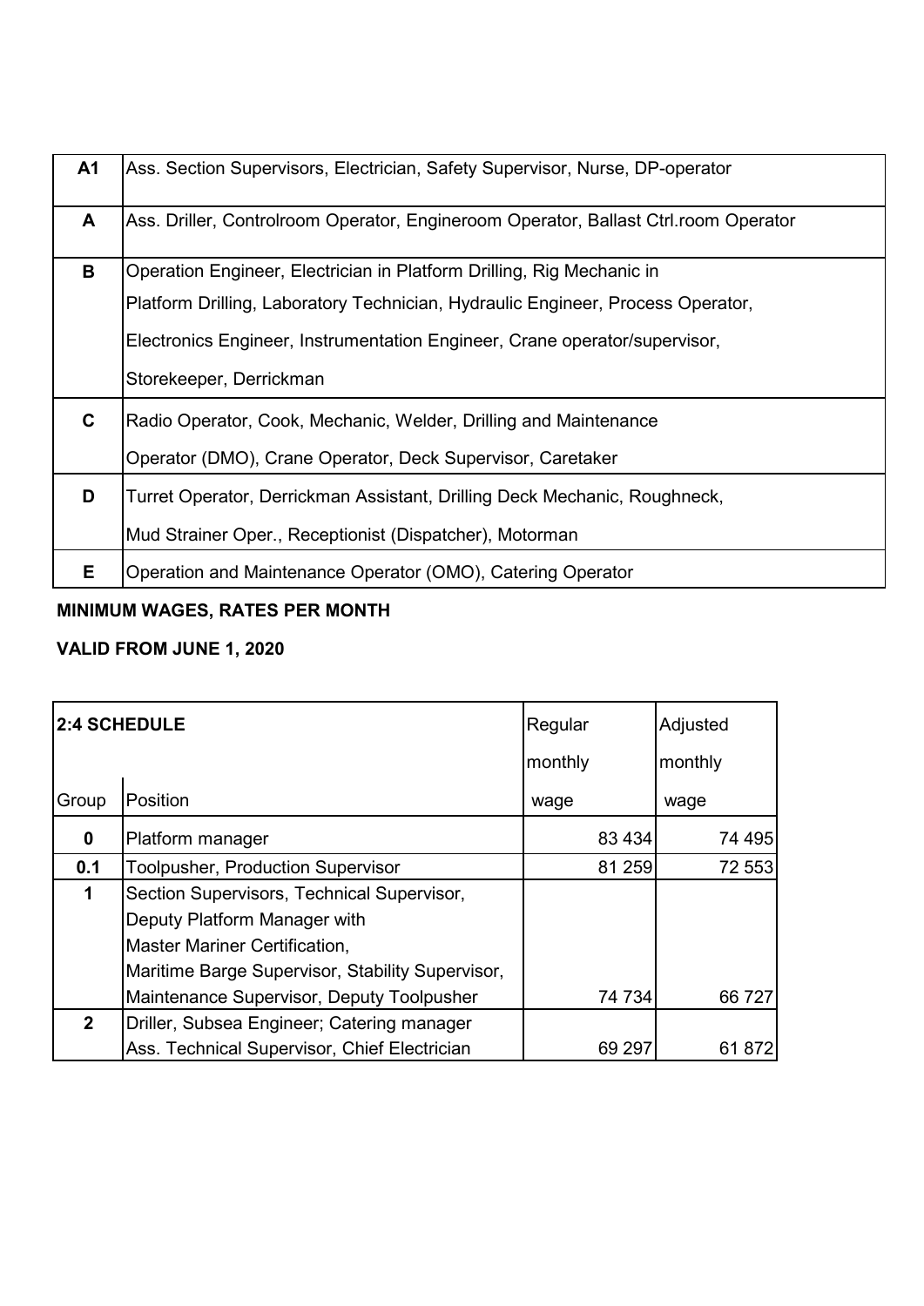| | |
|---|---|
| **A1** | Ass. Section Supervisors, Electrician, Safety Supervisor, Nurse, DP-operator |
| **A** | Ass. Driller, Controlroom Operator, Engineroom Operator, Ballast Ctrl.room Operator |
| **B** | Operation Engineer, Electrician in Platform Drilling, Rig Mechanic in Platform Drilling, Laboratory Technician, Hydraulic Engineer, Process Operator, Electronics Engineer, Instrumentation Engineer, Crane operator/supervisor, Storekeeper, Derrickman |
| **C** | Radio Operator, Cook, Mechanic, Welder, Drilling and Maintenance Operator (DMO), Crane Operator, Deck Supervisor, Caretaker |
| **D** | Turret Operator, Derrickman Assistant, Drilling Deck Mechanic, Roughneck, Mud Strainer Oper., Receptionist (Dispatcher), Motorman |
| **E** | Operation and Maintenance Operator (OMO), Catering Operator |

**MINIMUM WAGES, RATES PER MONTH**

**VALID FROM JUNE 1, 2020**

| **2:4 SCHEDULE** | | Regular monthly | Adjusted monthly |
|---|---|---|---|
| Group | Position | wage | wage |
| **0** | Platform manager | 83 434 | 74 495 |
| **0.1** | Toolpusher, Production Supervisor | 81 259 | 72 553 |
| **1** | Section Supervisors, Technical Supervisor, Deputy Platform Manager with Master Mariner Certification, Maritime Barge Supervisor, Stability Supervisor, Maintenance Supervisor, Deputy Toolpusher | 74 734 | 66 727 |
| **2** | Driller, Subsea Engineer; Catering manager Ass. Technical Supervisor, Chief Electrician | 69 297 | 61 872 |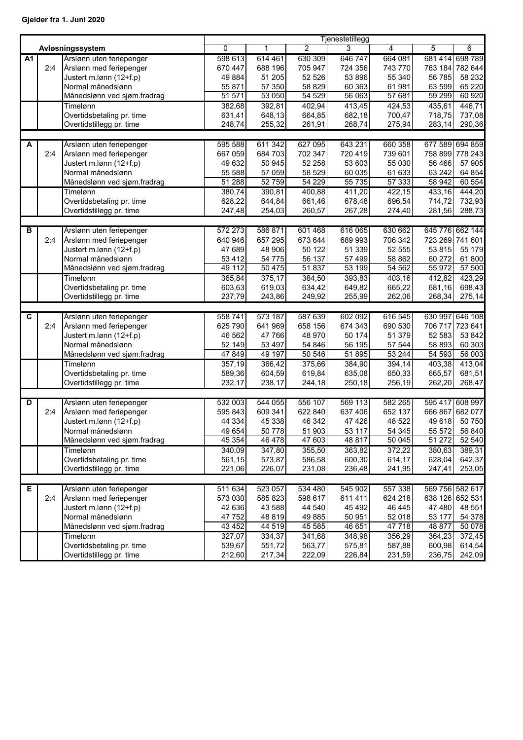**Gjelder fra 1. Juni 2020**

| Avløsningssystem | | | Tjenestetillegg | | | | | | |
|---|---|---|---|---|---|---|---|---|---|
| | | | 0 | 1 | 2 | 3 | 4 | 5 | 6 |
| A1 | | Årslønn uten feriepenger | 598 613 | 614 461 | 630 309 | 646 747 | 664 081 | 681 414 | 698 789 |
| | 2:4 | Årslønn med feriepenger | 670 447 | 688 196 | 705 947 | 724 356 | 743 770 | 763 184 | 782 644 |
| | | Justert m.lønn (12+f.p) | 49 884 | 51 205 | 52 526 | 53 896 | 55 340 | 56 785 | 58 232 |
| | | Normal månedslønn | 55 871 | 57 350 | 58 829 | 60 363 | 61 981 | 63 599 | 65 220 |
| | | Månedslønn ved sjøm.fradrag | 51 571 | 53 050 | 54 529 | 56 063 | 57 681 | 59 299 | 60 920 |
| | | Timelønn | 382,68 | 392,81 | 402,94 | 413,45 | 424,53 | 435,61 | 446,71 |
| | | Overtidsbetaling pr. time | 631,41 | 648,13 | 664,85 | 682,18 | 700,47 | 718,75 | 737,08 |
| | | Overtidstillegg pr. time | 248,74 | 255,32 | 261,91 | 268,74 | 275,94 | 283,14 | 290,36 |
| A | | Årslønn uten feriepenger | 595 588 | 611 342 | 627 095 | 643 231 | 660 358 | 677 589 | 694 859 |
| | 2:4 | Årslønn med feriepenger | 667 059 | 684 703 | 702 347 | 720 419 | 739 601 | 758 899 | 778 243 |
| | | Justert m.lønn (12+f.p) | 49 632 | 50 945 | 52 258 | 53 603 | 55 030 | 56 466 | 57 905 |
| | | Normal månedslønn | 55 588 | 57 059 | 58 529 | 60 035 | 61 633 | 63 242 | 64 854 |
| | | Månedslønn ved sjøm.fradrag | 51 288 | 52 759 | 54 229 | 55 735 | 57 333 | 58 942 | 60 554 |
| | | Timelønn | 380,74 | 390,81 | 400,88 | 411,20 | 422,15 | 433,16 | 444,20 |
| | | Overtidsbetaling pr. time | 628,22 | 644,84 | 661,46 | 678,48 | 696,54 | 714,72 | 732,93 |
| | | Overtidstillegg pr. time | 247,48 | 254,03 | 260,57 | 267,28 | 274,40 | 281,56 | 288,73 |
| B | | Årslønn uten feriepenger | 572 273 | 586 871 | 601 468 | 616 065 | 630 662 | 645 776 | 662 144 |
| | 2:4 | Årslønn med feriepenger | 640 946 | 657 295 | 673 644 | 689 993 | 706 342 | 723 269 | 741 601 |
| | | Justert m.lønn (12+f.p) | 47 689 | 48 906 | 50 122 | 51 339 | 52 555 | 53 815 | 55 179 |
| | | Normal månedslønn | 53 412 | 54 775 | 56 137 | 57 499 | 58 862 | 60 272 | 61 800 |
| | | Månedslønn ved sjøm.fradrag | 49 112 | 50 475 | 51 837 | 53 199 | 54 562 | 55 972 | 57 500 |
| | | Timelønn | 365,84 | 375,17 | 384,50 | 393,83 | 403,16 | 412,82 | 423,29 |
| | | Overtidsbetaling pr. time | 603,63 | 619,03 | 634,42 | 649,82 | 665,22 | 681,16 | 698,43 |
| | | Overtidstillegg pr. time | 237,79 | 243,86 | 249,92 | 255,99 | 262,06 | 268,34 | 275,14 |
| C | | Årslønn uten feriepenger | 558 741 | 573 187 | 587 639 | 602 092 | 616 545 | 630 997 | 646 108 |
| | 2:4 | Årslønn med feriepenger | 625 790 | 641 969 | 658 156 | 674 343 | 690 530 | 706 717 | 723 641 |
| | | Justert m.lønn (12+f.p) | 46 562 | 47 766 | 48 970 | 50 174 | 51 379 | 52 583 | 53 842 |
| | | Normal månedslønn | 52 149 | 53 497 | 54 846 | 56 195 | 57 544 | 58 893 | 60 303 |
| | | Månedslønn ved sjøm.fradrag | 47 849 | 49 197 | 50 546 | 51 895 | 53 244 | 54 593 | 56 003 |
| | | Timelønn | 357,19 | 366,42 | 375,66 | 384,90 | 394,14 | 403,38 | 413,04 |
| | | Overtidsbetaling pr. time | 589,36 | 604,59 | 619,84 | 635,08 | 650,33 | 665,57 | 681,51 |
| | | Overtidstillegg pr. time | 232,17 | 238,17 | 244,18 | 250,18 | 256,19 | 262,20 | 268,47 |
| D | | Årslønn uten feriepenger | 532 003 | 544 055 | 556 107 | 569 113 | 582 265 | 595 417 | 608 997 |
| | 2:4 | Årslønn med feriepenger | 595 843 | 609 341 | 622 840 | 637 406 | 652 137 | 666 867 | 682 077 |
| | | Justert m.lønn (12+f.p) | 44 334 | 45 338 | 46 342 | 47 426 | 48 522 | 49 618 | 50 750 |
| | | Normal månedslønn | 49 654 | 50 778 | 51 903 | 53 117 | 54 345 | 55 572 | 56 840 |
| | | Månedslønn ved sjøm.fradrag | 45 354 | 46 478 | 47 603 | 48 817 | 50 045 | 51 272 | 52 540 |
| | | Timelønn | 340,09 | 347,80 | 355,50 | 363,82 | 372,22 | 380,63 | 389,31 |
| | | Overtidsbetaling pr. time | 561,15 | 573,87 | 586,58 | 600,30 | 614,17 | 628,04 | 642,37 |
| | | Overtidstillegg pr. time | 221,06 | 226,07 | 231,08 | 236,48 | 241,95 | 247,41 | 253,05 |
| E | | Årslønn uten feriepenger | 511 634 | 523 057 | 534 480 | 545 902 | 557 338 | 569 756 | 582 617 |
| | 2:4 | Årslønn med feriepenger | 573 030 | 585 823 | 598 617 | 611 411 | 624 218 | 638 126 | 652 531 |
| | | Justert m.lønn (12+f.p) | 42 636 | 43 588 | 44 540 | 45 492 | 46 445 | 47 480 | 48 551 |
| | | Normal månedslønn | 47 752 | 48 819 | 49 885 | 50 951 | 52 018 | 53 177 | 54 378 |
| | | Månedslønn ved sjøm.fradrag | 43 452 | 44 519 | 45 585 | 46 651 | 47 718 | 48 877 | 50 078 |
| | | Timelønn | 327,07 | 334,37 | 341,68 | 348,98 | 356,29 | 364,23 | 372,45 |
| | | Overtidsbetaling pr. time | 539,67 | 551,72 | 563,77 | 575,81 | 587,88 | 600,98 | 614,54 |
| | | Overtidstillegg pr. time | 212,60 | 217,34 | 222,09 | 226,84 | 231,59 | 236,75 | 242,09 |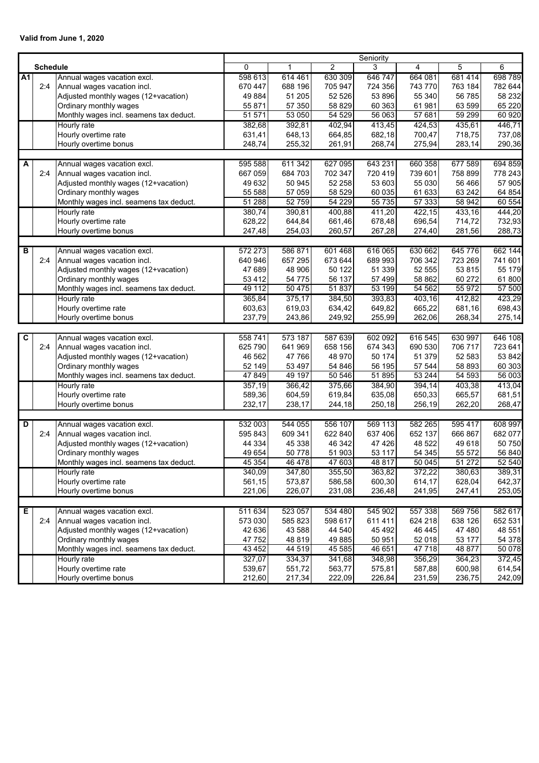**Valid from June 1, 2020**

| Schedule | | | Seniority | | | | | | |
|---|---|---|---|---|---|---|---|---|---|
| | | | 0 | 1 | 2 | 3 | 4 | 5 | 6 |
| A1 | | Annual wages vacation excl. | 598 613 | 614 461 | 630 309 | 646 747 | 664 081 | 681 414 | 698 789 |
| | 2:4 | Annual wages vacation incl. | 670 447 | 688 196 | 705 947 | 724 356 | 743 770 | 763 184 | 782 644 |
| | | Adjusted monthly wages (12+vacation) | 49 884 | 51 205 | 52 526 | 53 896 | 55 340 | 56 785 | 58 232 |
| | | Ordinary monthly wages | 55 871 | 57 350 | 58 829 | 60 363 | 61 981 | 63 599 | 65 220 |
| | | Monthly wages incl. seamens tax deduct. | 51 571 | 53 050 | 54 529 | 56 063 | 57 681 | 59 299 | 60 920 |
| | | Hourly rate | 382,68 | 392,81 | 402,94 | 413,45 | 424,53 | 435,61 | 446,71 |
| | | Hourly overtime rate | 631,41 | 648,13 | 664,85 | 682,18 | 700,47 | 718,75 | 737,08 |
| | | Hourly overtime bonus | 248,74 | 255,32 | 261,91 | 268,74 | 275,94 | 283,14 | 290,36 |
| A | | Annual wages vacation excl. | 595 588 | 611 342 | 627 095 | 643 231 | 660 358 | 677 589 | 694 859 |
| | 2:4 | Annual wages vacation incl. | 667 059 | 684 703 | 702 347 | 720 419 | 739 601 | 758 899 | 778 243 |
| | | Adjusted monthly wages (12+vacation) | 49 632 | 50 945 | 52 258 | 53 603 | 55 030 | 56 466 | 57 905 |
| | | Ordinary monthly wages | 55 588 | 57 059 | 58 529 | 60 035 | 61 633 | 63 242 | 64 854 |
| | | Monthly wages incl. seamens tax deduct. | 51 288 | 52 759 | 54 229 | 55 735 | 57 333 | 58 942 | 60 554 |
| | | Hourly rate | 380,74 | 390,81 | 400,88 | 411,20 | 422,15 | 433,16 | 444,20 |
| | | Hourly overtime rate | 628,22 | 644,84 | 661,46 | 678,48 | 696,54 | 714,72 | 732,93 |
| | | Hourly overtime bonus | 247,48 | 254,03 | 260,57 | 267,28 | 274,40 | 281,56 | 288,73 |
| B | | Annual wages vacation excl. | 572 273 | 586 871 | 601 468 | 616 065 | 630 662 | 645 776 | 662 144 |
| | 2:4 | Annual wages vacation incl. | 640 946 | 657 295 | 673 644 | 689 993 | 706 342 | 723 269 | 741 601 |
| | | Adjusted monthly wages (12+vacation) | 47 689 | 48 906 | 50 122 | 51 339 | 52 555 | 53 815 | 55 179 |
| | | Ordinary monthly wages | 53 412 | 54 775 | 56 137 | 57 499 | 58 862 | 60 272 | 61 800 |
| | | Monthly wages incl. seamens tax deduct. | 49 112 | 50 475 | 51 837 | 53 199 | 54 562 | 55 972 | 57 500 |
| | | Hourly rate | 365,84 | 375,17 | 384,50 | 393,83 | 403,16 | 412,82 | 423,29 |
| | | Hourly overtime rate | 603,63 | 619,03 | 634,42 | 649,82 | 665,22 | 681,16 | 698,43 |
| | | Hourly overtime bonus | 237,79 | 243,86 | 249,92 | 255,99 | 262,06 | 268,34 | 275,14 |
| C | | Annual wages vacation excl. | 558 741 | 573 187 | 587 639 | 602 092 | 616 545 | 630 997 | 646 108 |
| | 2:4 | Annual wages vacation incl. | 625 790 | 641 969 | 658 156 | 674 343 | 690 530 | 706 717 | 723 641 |
| | | Adjusted monthly wages (12+vacation) | 46 562 | 47 766 | 48 970 | 50 174 | 51 379 | 52 583 | 53 842 |
| | | Ordinary monthly wages | 52 149 | 53 497 | 54 846 | 56 195 | 57 544 | 58 893 | 60 303 |
| | | Monthly wages incl. seamens tax deduct. | 47 849 | 49 197 | 50 546 | 51 895 | 53 244 | 54 593 | 56 003 |
| | | Hourly rate | 357,19 | 366,42 | 375,66 | 384,90 | 394,14 | 403,38 | 413,04 |
| | | Hourly overtime rate | 589,36 | 604,59 | 619,84 | 635,08 | 650,33 | 665,57 | 681,51 |
| | | Hourly overtime bonus | 232,17 | 238,17 | 244,18 | 250,18 | 256,19 | 262,20 | 268,47 |
| D | | Annual wages vacation excl. | 532 003 | 544 055 | 556 107 | 569 113 | 582 265 | 595 417 | 608 997 |
| | 2:4 | Annual wages vacation incl. | 595 843 | 609 341 | 622 840 | 637 406 | 652 137 | 666 867 | 682 077 |
| | | Adjusted monthly wages (12+vacation) | 44 334 | 45 338 | 46 342 | 47 426 | 48 522 | 49 618 | 50 750 |
| | | Ordinary monthly wages | 49 654 | 50 778 | 51 903 | 53 117 | 54 345 | 55 572 | 56 840 |
| | | Monthly wages incl. seamens tax deduct. | 45 354 | 46 478 | 47 603 | 48 817 | 50 045 | 51 272 | 52 540 |
| | | Hourly rate | 340,09 | 347,80 | 355,50 | 363,82 | 372,22 | 380,63 | 389,31 |
| | | Hourly overtime rate | 561,15 | 573,87 | 586,58 | 600,30 | 614,17 | 628,04 | 642,37 |
| | | Hourly overtime bonus | 221,06 | 226,07 | 231,08 | 236,48 | 241,95 | 247,41 | 253,05 |
| E | | Annual wages vacation excl. | 511 634 | 523 057 | 534 480 | 545 902 | 557 338 | 569 756 | 582 617 |
| | 2:4 | Annual wages vacation incl. | 573 030 | 585 823 | 598 617 | 611 411 | 624 218 | 638 126 | 652 531 |
| | | Adjusted monthly wages (12+vacation) | 42 636 | 43 588 | 44 540 | 45 492 | 46 445 | 47 480 | 48 551 |
| | | Ordinary monthly wages | 47 752 | 48 819 | 49 885 | 50 951 | 52 018 | 53 177 | 54 378 |
| | | Monthly wages incl. seamens tax deduct. | 43 452 | 44 519 | 45 585 | 46 651 | 47 718 | 48 877 | 50 078 |
| | | Hourly rate | 327,07 | 334,37 | 341,68 | 348,98 | 356,29 | 364,23 | 372,45 |
| | | Hourly overtime rate | 539,67 | 551,72 | 563,77 | 575,81 | 587,88 | 600,98 | 614,54 |
| | | Hourly overtime bonus | 212,60 | 217,34 | 222,09 | 226,84 | 231,59 | 236,75 | 242,09 |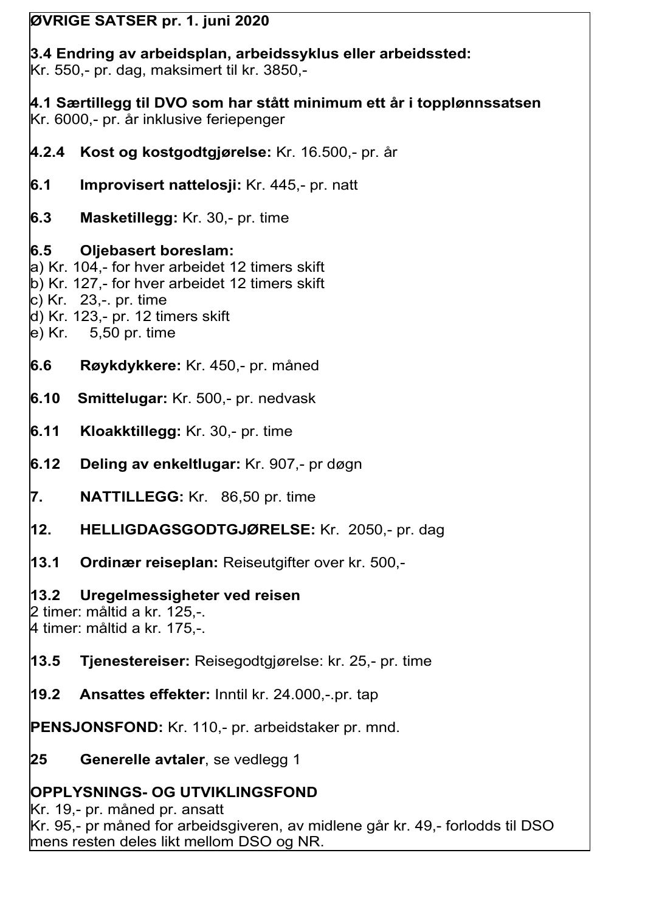## ØVRIGE SATSER pr. 1. juni 2020

**3.4 Endring av arbeidsplan, arbeidssyklus eller arbeidssted:**
Kr. 550,- pr. dag, maksimert til kr. 3850,-

**4.1 Særtillegg til DVO som har stått minimum ett år i topplønnssatsen**
Kr. 6000,- pr. år inklusive feriepenger

**4.2.4 Kost og kostgodtgjørelse:** Kr. 16.500,- pr. år

**6.1 Improvisert nattelosji:** Kr. 445,- pr. natt

**6.3 Masketillegg:** Kr. 30,- pr. time

**6.5 Oljebasert boreslam:**
a) Kr. 104,- for hver arbeidet 12 timers skift
b) Kr. 127,- for hver arbeidet 12 timers skift
c) Kr. 23,-. pr. time
d) Kr. 123,- pr. 12 timers skift
e) Kr. 5,50 pr. time

**6.6 Røykdykkere:** Kr. 450,- pr. måned

**6.10 Smittelugar:** Kr. 500,- pr. nedvask

**6.11 Kloakktillegg:** Kr. 30,- pr. time

**6.12 Deling av enkeltlugar:** Kr. 907,- pr døgn

**7. NATTILLEGG:** Kr. 86,50 pr. time

**12. HELLIGDAGSGODTGJØRELSE:** Kr. 2050,- pr. dag

**13.1 Ordinær reiseplan:** Reiseutgifter over kr. 500,-

**13.2 Uregelmessigheter ved reisen**
2 timer: måltid a kr. 125,-.
4 timer: måltid a kr. 175,-.

**13.5 Tjenestereiser:** Reisegodtgjørelse: kr. 25,- pr. time

**19.2 Ansattes effekter:** Inntil kr. 24.000,-.pr. tap

**PENSJONSFOND:** Kr. 110,- pr. arbeidstaker pr. mnd.

**25 Generelle avtaler**, se vedlegg 1

**OPPLYSNINGS- OG UTVIKLINGSFOND**
Kr. 19,- pr. måned pr. ansatt
Kr. 95,- pr måned for arbeidsgiveren, av midlene går kr. 49,- forlodds til DSO mens resten deles likt mellom DSO og NR.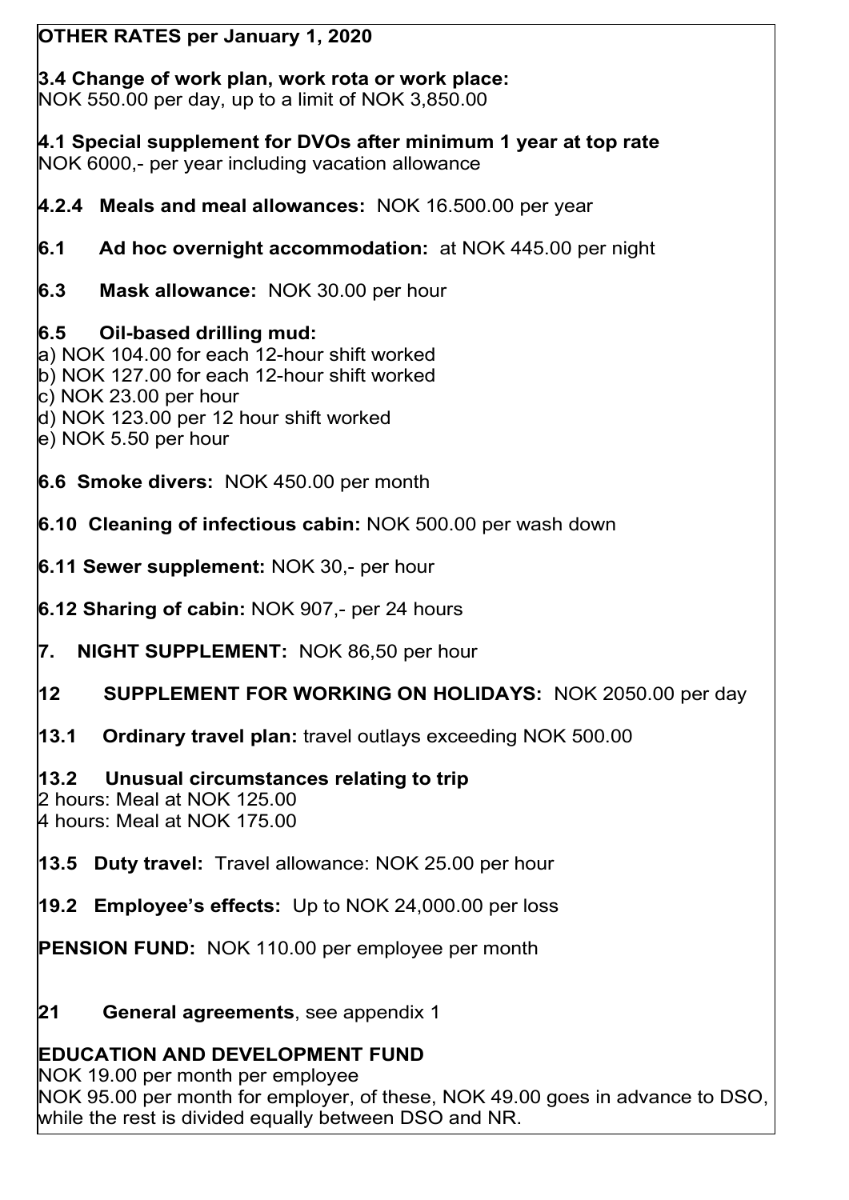**OTHER RATES per January 1, 2020**

**3.4 Change of work plan, work rota or work place:**
NOK 550.00 per day, up to a limit of NOK 3,850.00

**4.1 Special supplement for DVOs after minimum 1 year at top rate**
NOK 6000,- per year including vacation allowance

**4.2.4 Meals and meal allowances:** NOK 16.500.00 per year

**6.1 Ad hoc overnight accommodation:** at NOK 445.00 per night

**6.3 Mask allowance:** NOK 30.00 per hour

**6.5 Oil-based drilling mud:**
a) NOK 104.00 for each 12-hour shift worked
b) NOK 127.00 for each 12-hour shift worked
c) NOK 23.00 per hour
d) NOK 123.00 per 12 hour shift worked
e) NOK 5.50 per hour

**6.6 Smoke divers:** NOK 450.00 per month

**6.10 Cleaning of infectious cabin:** NOK 500.00 per wash down

**6.11 Sewer supplement:** NOK 30,- per hour

**6.12 Sharing of cabin:** NOK 907,- per 24 hours

**7. NIGHT SUPPLEMENT:** NOK 86,50 per hour

**12 SUPPLEMENT FOR WORKING ON HOLIDAYS:** NOK 2050.00 per day

**13.1 Ordinary travel plan:** travel outlays exceeding NOK 500.00

**13.2 Unusual circumstances relating to trip**
2 hours: Meal at NOK 125.00
4 hours: Meal at NOK 175.00

**13.5 Duty travel:** Travel allowance: NOK 25.00 per hour

**19.2 Employee's effects:** Up to NOK 24,000.00 per loss

**PENSION FUND:** NOK 110.00 per employee per month

**21 General agreements**, see appendix 1

**EDUCATION AND DEVELOPMENT FUND**
NOK 19.00 per month per employee
NOK 95.00 per month for employer, of these, NOK 49.00 goes in advance to DSO, while the rest is divided equally between DSO and NR.